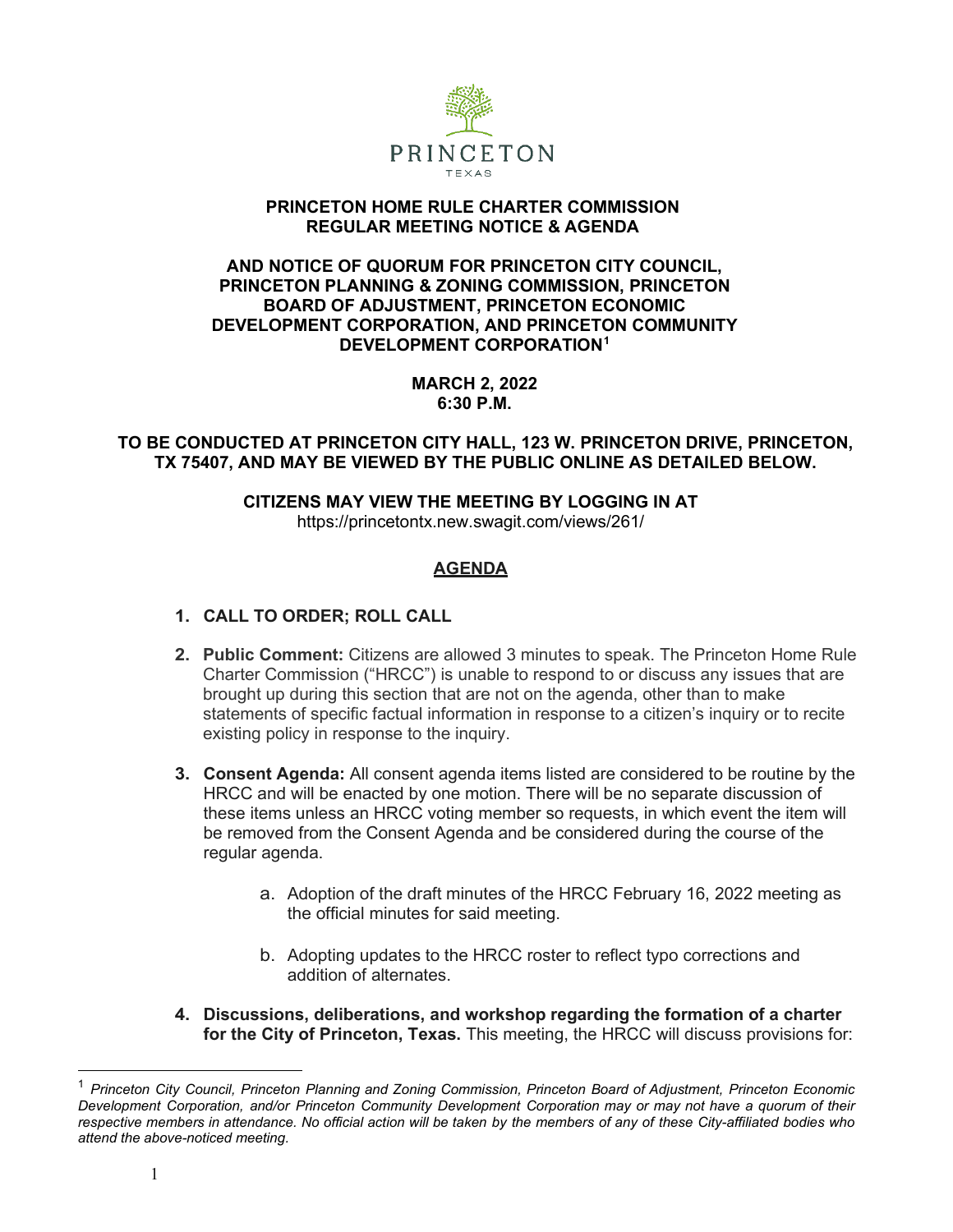PRINCETON

TEXAS

**PRINCETON HOME RULE CHARTER COMMISSION**
**REGULAR MEETING NOTICE & AGENDA**

**AND NOTICE OF QUORUM FOR PRINCETON CITY COUNCIL, PRINCETON PLANNING & ZONING COMMISSION, PRINCETON BOARD OF ADJUSTMENT, PRINCETON ECONOMIC DEVELOPMENT CORPORATION, AND PRINCETON COMMUNITY DEVELOPMENT CORPORATION[1]**

**MARCH 2, 2022**
**6:30 P.M.**

**TO BE CONDUCTED AT PRINCETON CITY HALL, 123 W. PRINCETON DRIVE, PRINCETON, TX 75407, AND MAY BE VIEWED BY THE PUBLIC ONLINE AS DETAILED BELOW.**

**CITIZENS MAY VIEW THE MEETING BY LOGGING IN AT**
https://princetontx.new.swagit.com/views/261/

## AGENDA

1. **CALL TO ORDER; ROLL CALL**

2. **Public Comment:** Citizens are allowed 3 minutes to speak. The Princeton Home Rule Charter Commission ("HRCC") is unable to respond to or discuss any issues that are brought up during this section that are not on the agenda, other than to make statements of specific factual information in response to a citizen's inquiry or to recite existing policy in response to the inquiry.

3. **Consent Agenda:** All consent agenda items listed are considered to be routine by the HRCC and will be enacted by one motion. There will be no separate discussion of these items unless an HRCC voting member so requests, in which event the item will be removed from the Consent Agenda and be considered during the course of the regular agenda.

    a. Adoption of the draft minutes of the HRCC February 16, 2022 meeting as the official minutes for said meeting.

    b. Adopting updates to the HRCC roster to reflect typo corrections and addition of alternates.

4. **Discussions, deliberations, and workshop regarding the formation of a charter for the City of Princeton, Texas.** This meeting, the HRCC will discuss provisions for:

---

[1] *Princeton City Council, Princeton Planning and Zoning Commission, Princeton Board of Adjustment, Princeton Economic Development Corporation, and/or Princeton Community Development Corporation may or may not have a quorum of their respective members in attendance. No official action will be taken by the members of any of these City-affiliated bodies who attend the above-noticed meeting.*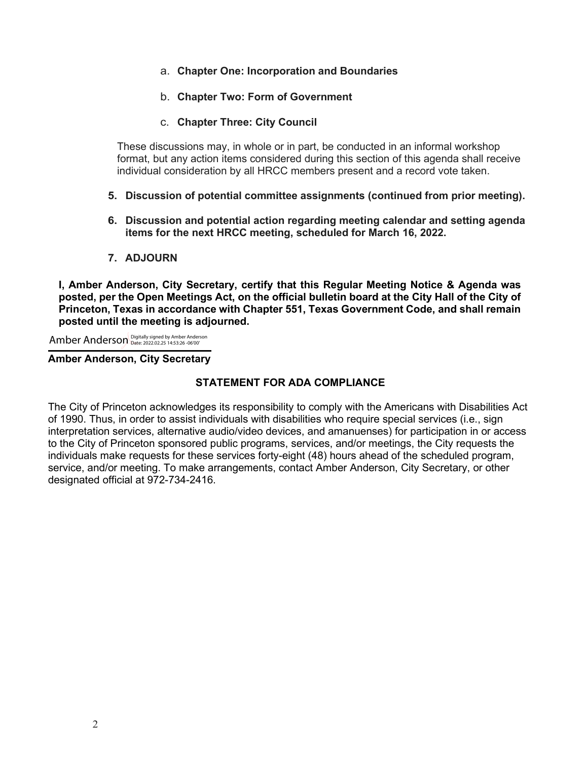a. **Chapter One: Incorporation and Boundaries**

b. **Chapter Two: Form of Government**

c. **Chapter Three: City Council**

These discussions may, in whole or in part, be conducted in an informal workshop format, but any action items considered during this section of this agenda shall receive individual consideration by all HRCC members present and a record vote taken.

5. **Discussion of potential committee assignments (continued from prior meeting).**

6. **Discussion and potential action regarding meeting calendar and setting agenda items for the next HRCC meeting, scheduled for March 16, 2022.**

7. **ADJOURN**

**I, Amber Anderson, City Secretary, certify that this Regular Meeting Notice & Agenda was posted, per the Open Meetings Act, on the official bulletin board at the City Hall of the City of Princeton, Texas in accordance with Chapter 551, Texas Government Code, and shall remain posted until the meeting is adjourned.**

Amber Anderson Digitally signed by Amber Anderson Date: 2022.02.25 14:53:26 -06'00'

**Amber Anderson, City Secretary**

**STATEMENT FOR ADA COMPLIANCE**

The City of Princeton acknowledges its responsibility to comply with the Americans with Disabilities Act of 1990. Thus, in order to assist individuals with disabilities who require special services (i.e., sign interpretation services, alternative audio/video devices, and amanuenses) for participation in or access to the City of Princeton sponsored public programs, services, and/or meetings, the City requests the individuals make requests for these services forty-eight (48) hours ahead of the scheduled program, service, and/or meeting. To make arrangements, contact Amber Anderson, City Secretary, or other designated official at 972-734-2416.